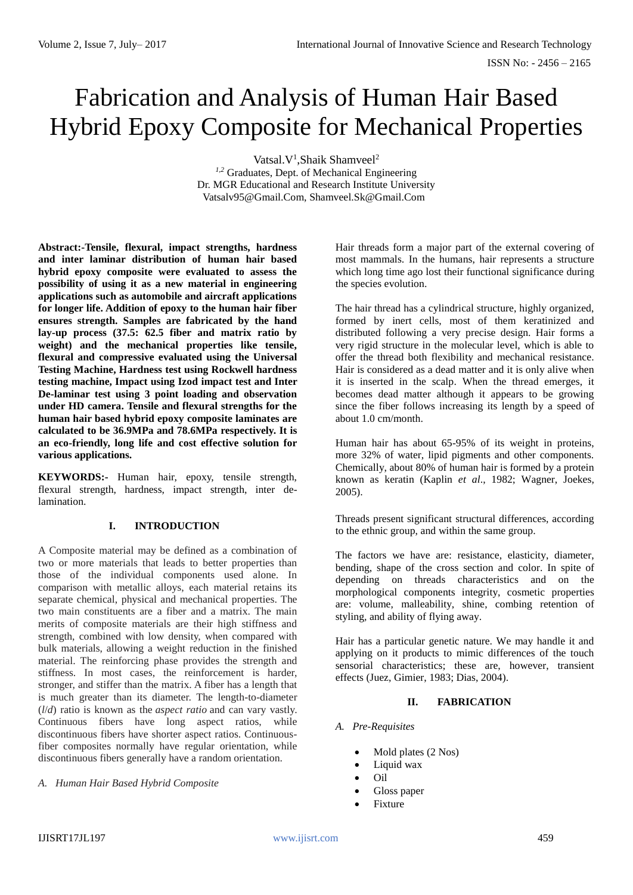# Fabrication and Analysis of Human Hair Based Hybrid Epoxy Composite for Mechanical Properties

Vatsal.V[1],Shaik Shamveel[2]

[1,2] Graduates, Dept. of Mechanical Engineering
Dr. MGR Educational and Research Institute University
Vatsalv95@Gmail.Com, Shamveel.Sk@Gmail.Com

**Abstract:-Tensile, flexural, impact strengths, hardness and inter laminar distribution of human hair based hybrid epoxy composite were evaluated to assess the possibility of using it as a new material in engineering applications such as automobile and aircraft applications for longer life. Addition of epoxy to the human hair fiber ensures strength. Samples are fabricated by the hand lay-up process (37.5: 62.5 fiber and matrix ratio by weight) and the mechanical properties like tensile, flexural and compressive evaluated using the Universal Testing Machine, Hardness test using Rockwell hardness testing machine, Impact using Izod impact test and Inter De-laminar test using 3 point loading and observation under HD camera. Tensile and flexural strengths for the human hair based hybrid epoxy composite laminates are calculated to be 36.9MPa and 78.6MPa respectively. It is an eco-friendly, long life and cost effective solution for various applications.**

**KEYWORDS:-** Human hair, epoxy, tensile strength, flexural strength, hardness, impact strength, inter de-lamination.

## I. INTRODUCTION

A Composite material may be defined as a combination of two or more materials that leads to better properties than those of the individual components used alone. In comparison with metallic alloys, each material retains its separate chemical, physical and mechanical properties. The two main constituents are a fiber and a matrix. The main merits of composite materials are their high stiffness and strength, combined with low density, when compared with bulk materials, allowing a weight reduction in the finished material. The reinforcing phase provides the strength and stiffness. In most cases, the reinforcement is harder, stronger, and stiffer than the matrix. A fiber has a length that is much greater than its diameter. The length-to-diameter ($l/d$) ratio is known as the *aspect ratio* and can vary vastly. Continuous fibers have long aspect ratios, while discontinuous fibers have shorter aspect ratios. Continuous-fiber composites normally have regular orientation, while discontinuous fibers generally have a random orientation.

### *A. Human Hair Based Hybrid Composite*

Hair threads form a major part of the external covering of most mammals. In the humans, hair represents a structure which long time ago lost their functional significance during the species evolution.

The hair thread has a cylindrical structure, highly organized, formed by inert cells, most of them keratinized and distributed following a very precise design. Hair forms a very rigid structure in the molecular level, which is able to offer the thread both flexibility and mechanical resistance. Hair is considered as a dead matter and it is only alive when it is inserted in the scalp. When the thread emerges, it becomes dead matter although it appears to be growing since the fiber follows increasing its length by a speed of about 1.0 cm/month.

Human hair has about 65-95% of its weight in proteins, more 32% of water, lipid pigments and other components. Chemically, about 80% of human hair is formed by a protein known as keratin (Kaplin *et al*., 1982; Wagner, Joekes, 2005).

Threads present significant structural differences, according to the ethnic group, and within the same group.

The factors we have are: resistance, elasticity, diameter, bending, shape of the cross section and color. In spite of depending on threads characteristics and on the morphological components integrity, cosmetic properties are: volume, malleability, shine, combing retention of styling, and ability of flying away.

Hair has a particular genetic nature. We may handle it and applying on it products to mimic differences of the touch sensorial characteristics; these are, however, transient effects (Juez, Gimier, 1983; Dias, 2004).

## II. FABRICATION

### *A. Pre-Requisites*

- Mold plates (2 Nos)
- Liquid wax
- Oil
- Gloss paper
- Fixture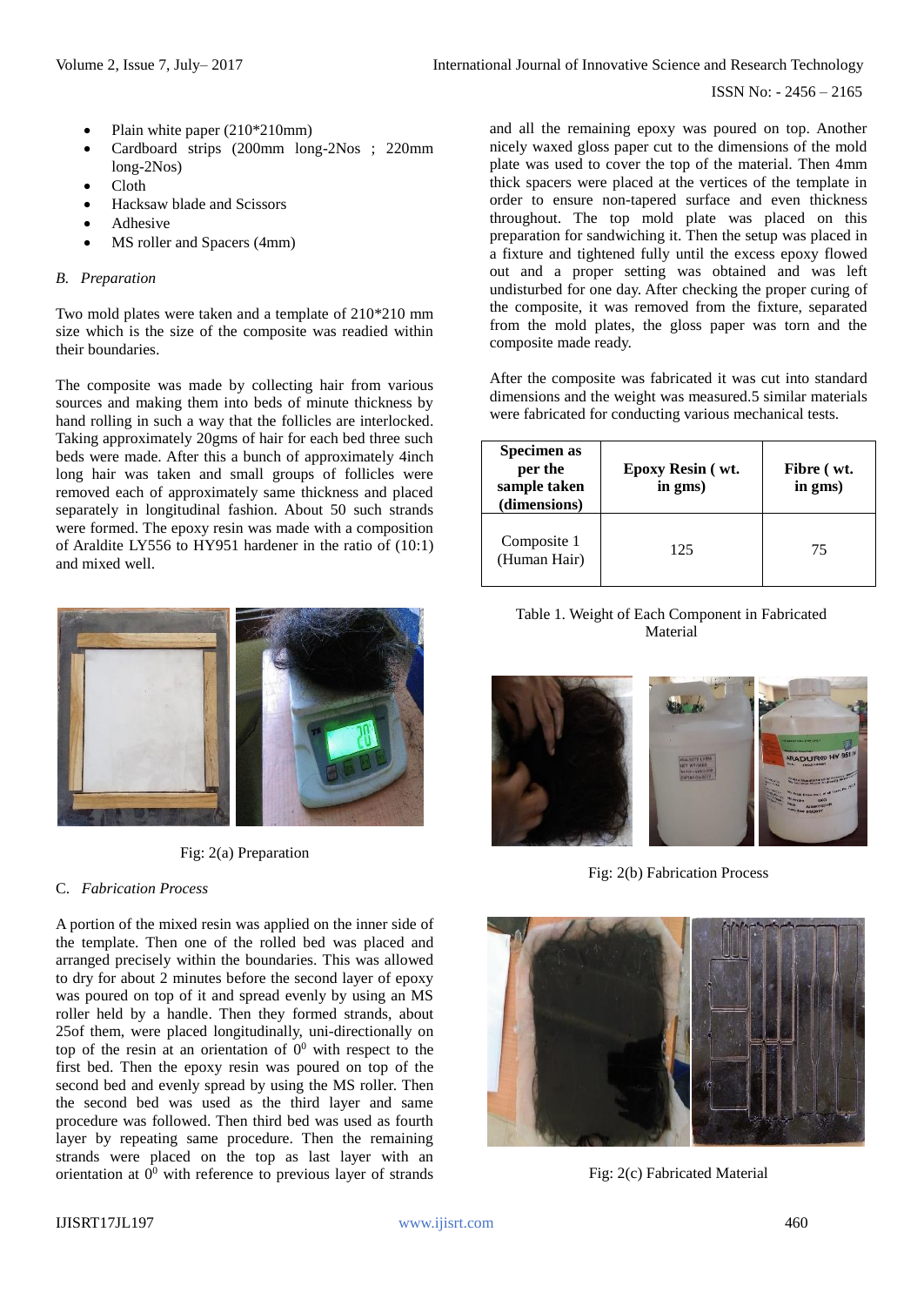- Plain white paper (210*210mm)
- Cardboard strips (200mm long-2Nos ; 220mm long-2Nos)
- Cloth
- Hacksaw blade and Scissors
- Adhesive
- MS roller and Spacers (4mm)

### *B. Preparation*

Two mold plates were taken and a template of 210*210 mm size which is the size of the composite was readied within their boundaries.

The composite was made by collecting hair from various sources and making them into beds of minute thickness by hand rolling in such a way that the follicles are interlocked. Taking approximately 20gms of hair for each bed three such beds were made. After this a bunch of approximately 4inch long hair was taken and small groups of follicles were removed each of approximately same thickness and placed separately in longitudinal fashion. About 50 such strands were formed. The epoxy resin was made with a composition of Araldite LY556 to HY951 hardener in the ratio of (10:1) and mixed well.

Fig: 2(a) Preparation

### C. *Fabrication Process*

A portion of the mixed resin was applied on the inner side of the template. Then one of the rolled bed was placed and arranged precisely within the boundaries. This was allowed to dry for about 2 minutes before the second layer of epoxy was poured on top of it and spread evenly by using an MS roller held by a handle. Then they formed strands, about 25of them, were placed longitudinally, uni-directionally on top of the resin at an orientation of $0^0$ with respect to the first bed. Then the epoxy resin was poured on top of the second bed and evenly spread by using the MS roller. Then the second bed was used as the third layer and same procedure was followed. Then third bed was used as fourth layer by repeating same procedure. Then the remaining strands were placed on the top as last layer with an orientation at $0^0$ with reference to previous layer of strands and all the remaining epoxy was poured on top. Another nicely waxed gloss paper cut to the dimensions of the mold plate was used to cover the top of the material. Then 4mm thick spacers were placed at the vertices of the template in order to ensure non-tapered surface and even thickness throughout. The top mold plate was placed on this preparation for sandwiching it. Then the setup was placed in a fixture and tightened fully until the excess epoxy flowed out and a proper setting was obtained and was left undisturbed for one day. After checking the proper curing of the composite, it was removed from the fixture, separated from the mold plates, the gloss paper was torn and the composite made ready.

After the composite was fabricated it was cut into standard dimensions and the weight was measured.5 similar materials were fabricated for conducting various mechanical tests.

| Specimen as per the sample taken (dimensions) | Epoxy Resin ( wt. in gms) | Fibre ( wt. in gms) |
|---|---|---|
| Composite 1 (Human Hair) | 125 | 75 |

Table 1. Weight of Each Component in Fabricated Material

Fig: 2(b) Fabrication Process

Fig: 2(c) Fabricated Material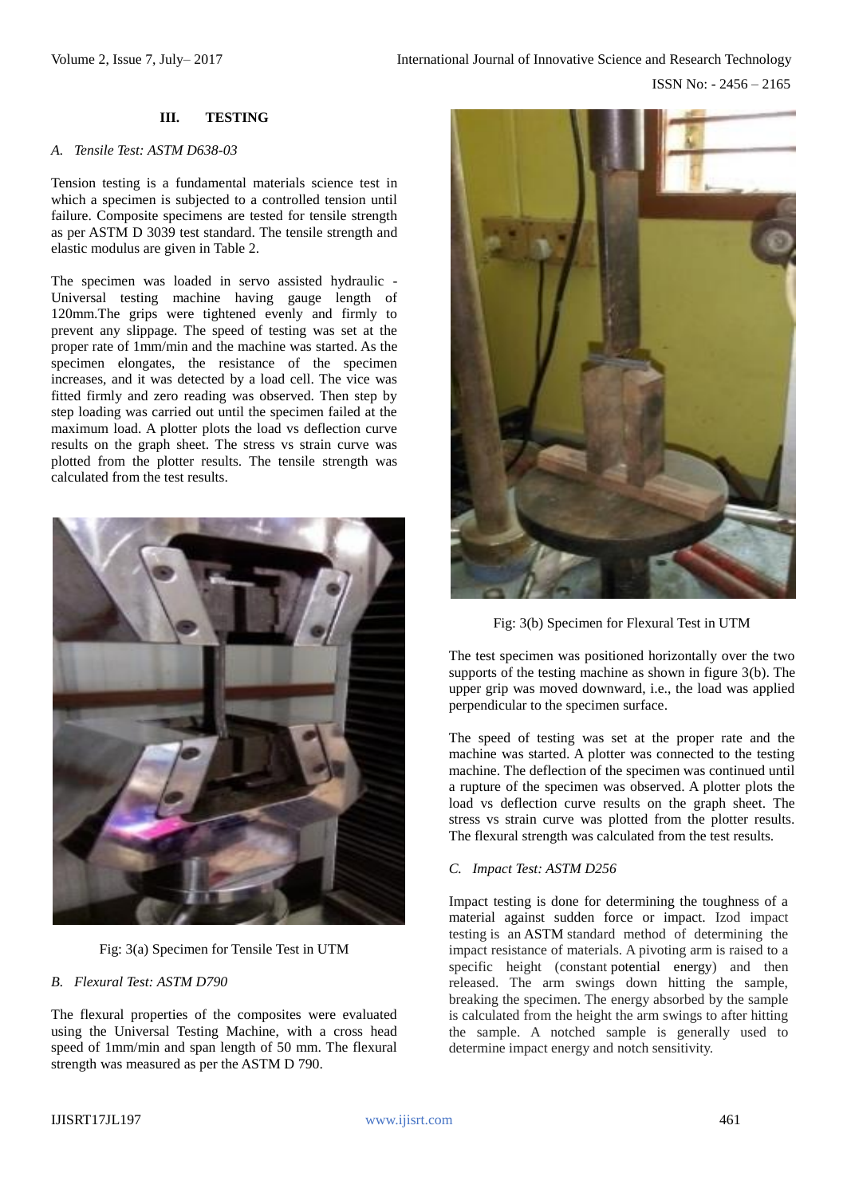## III. TESTING

### *A. Tensile Test: ASTM D638-03*

Tension testing is a fundamental materials science test in which a specimen is subjected to a controlled tension until failure. Composite specimens are tested for tensile strength as per ASTM D 3039 test standard. The tensile strength and elastic modulus are given in Table 2.

The specimen was loaded in servo assisted hydraulic - Universal testing machine having gauge length of 120mm.The grips were tightened evenly and firmly to prevent any slippage. The speed of testing was set at the proper rate of 1mm/min and the machine was started. As the specimen elongates, the resistance of the specimen increases, and it was detected by a load cell. The vice was fitted firmly and zero reading was observed. Then step by step loading was carried out until the specimen failed at the maximum load. A plotter plots the load vs deflection curve results on the graph sheet. The stress vs strain curve was plotted from the plotter results. The tensile strength was calculated from the test results.

Fig: 3(a) Specimen for Tensile Test in UTM

### *B. Flexural Test: ASTM D790*

The flexural properties of the composites were evaluated using the Universal Testing Machine, with a cross head speed of 1mm/min and span length of 50 mm. The flexural strength was measured as per the ASTM D 790.

Fig: 3(b) Specimen for Flexural Test in UTM

The test specimen was positioned horizontally over the two supports of the testing machine as shown in figure 3(b). The upper grip was moved downward, i.e., the load was applied perpendicular to the specimen surface.

The speed of testing was set at the proper rate and the machine was started. A plotter was connected to the testing machine. The deflection of the specimen was continued until a rupture of the specimen was observed. A plotter plots the load vs deflection curve results on the graph sheet. The stress vs strain curve was plotted from the plotter results. The flexural strength was calculated from the test results.

### *C. Impact Test: ASTM D256*

Impact testing is done for determining the toughness of a material against sudden force or impact. Izod impact testing is an ASTM standard method of determining the impact resistance of materials. A pivoting arm is raised to a specific height (constant potential energy) and then released. The arm swings down hitting the sample, breaking the specimen. The energy absorbed by the sample is calculated from the height the arm swings to after hitting the sample. A notched sample is generally used to determine impact energy and notch sensitivity.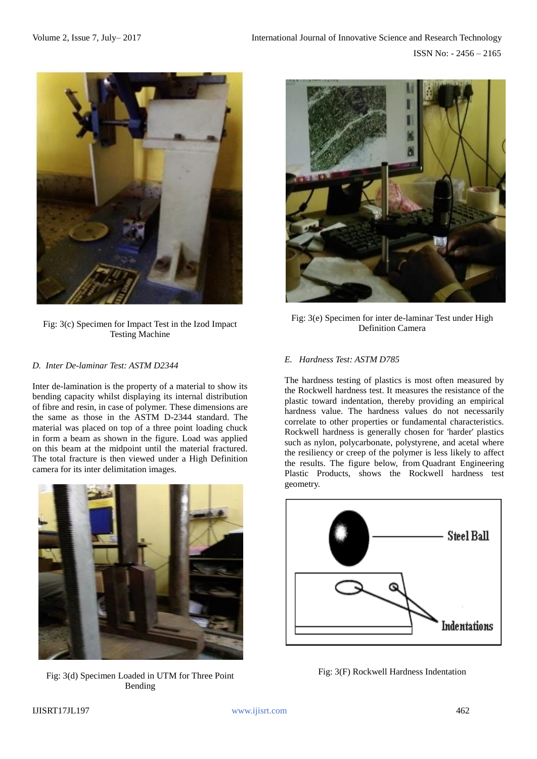Fig: 3(c) Specimen for Impact Test in the Izod Impact Testing Machine

### *D. Inter De-laminar Test: ASTM D2344*

Inter de-lamination is the property of a material to show its bending capacity whilst displaying its internal distribution of fibre and resin, in case of polymer. These dimensions are the same as those in the ASTM D-2344 standard. The material was placed on top of a three point loading chuck in form a beam as shown in the figure. Load was applied on this beam at the midpoint until the material fractured. The total fracture is then viewed under a High Definition camera for its inter delimitation images.

Fig: 3(d) Specimen Loaded in UTM for Three Point Bending

Fig: 3(e) Specimen for inter de-laminar Test under High Definition Camera

### *E. Hardness Test: ASTM D785*

The hardness testing of plastics is most often measured by the Rockwell hardness test. It measures the resistance of the plastic toward indentation, thereby providing an empirical hardness value. The hardness values do not necessarily correlate to other properties or fundamental characteristics. Rockwell hardness is generally chosen for 'harder' plastics such as nylon, polycarbonate, polystyrene, and acetal where the resiliency or creep of the polymer is less likely to affect the results. The figure below, from Quadrant Engineering Plastic Products, shows the Rockwell hardness test geometry.

Fig: 3(F) Rockwell Hardness Indentation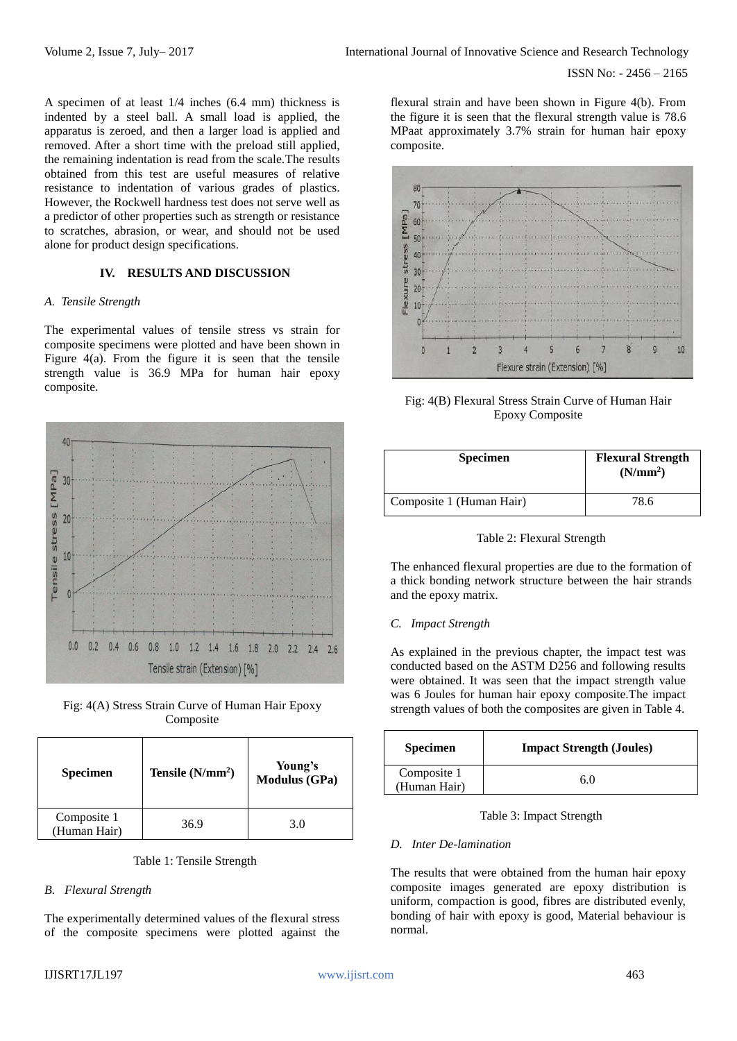A specimen of at least 1/4 inches (6.4 mm) thickness is indented by a steel ball. A small load is applied, the apparatus is zeroed, and then a larger load is applied and removed. After a short time with the preload still applied, the remaining indentation is read from the scale.The results obtained from this test are useful measures of relative resistance to indentation of various grades of plastics. However, the Rockwell hardness test does not serve well as a predictor of other properties such as strength or resistance to scratches, abrasion, or wear, and should not be used alone for product design specifications.

## IV. RESULTS AND DISCUSSION

### *A. Tensile Strength*

The experimental values of tensile stress vs strain for composite specimens were plotted and have been shown in Figure 4(a). From the figure it is seen that the tensile strength value is 36.9 MPa for human hair epoxy composite.

Fig: 4(A) Stress Strain Curve of Human Hair Epoxy Composite

| Specimen | Tensile (N/mm$^2$) | Young's Modulus (GPa) |
|---|---|---|
| Composite 1 (Human Hair) | 36.9 | 3.0 |

Table 1: Tensile Strength

### *B. Flexural Strength*

The experimentally determined values of the flexural stress of the composite specimens were plotted against the flexural strain and have been shown in Figure 4(b). From the figure it is seen that the flexural strength value is 78.6 MPaat approximately 3.7% strain for human hair epoxy composite.

Fig: 4(B) Flexural Stress Strain Curve of Human Hair Epoxy Composite

| Specimen | Flexural Strength (N/mm$^2$) |
|---|---|
| Composite 1 (Human Hair) | 78.6 |

Table 2: Flexural Strength

The enhanced flexural properties are due to the formation of a thick bonding network structure between the hair strands and the epoxy matrix.

### *C. Impact Strength*

As explained in the previous chapter, the impact test was conducted based on the ASTM D256 and following results were obtained. It was seen that the impact strength value was 6 Joules for human hair epoxy composite.The impact strength values of both the composites are given in Table 4.

| Specimen | Impact Strength (Joules) |
|---|---|
| Composite 1 (Human Hair) | 6.0 |

Table 3: Impact Strength

### *D. Inter De-lamination*

The results that were obtained from the human hair epoxy composite images generated are epoxy distribution is uniform, compaction is good, fibres are distributed evenly, bonding of hair with epoxy is good, Material behaviour is normal.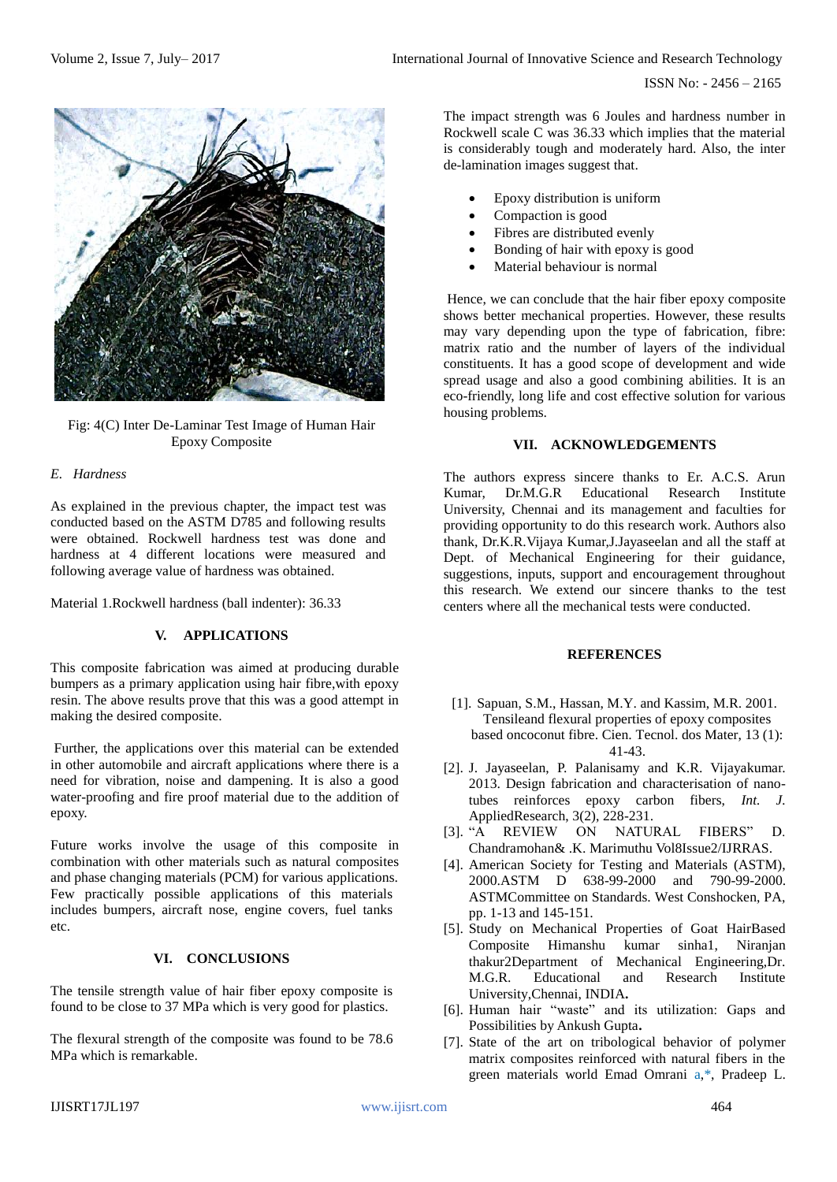Fig: 4(C) Inter De-Laminar Test Image of Human Hair Epoxy Composite

### *E. Hardness*

As explained in the previous chapter, the impact test was conducted based on the ASTM D785 and following results were obtained. Rockwell hardness test was done and hardness at 4 different locations were measured and following average value of hardness was obtained.

Material 1.Rockwell hardness (ball indenter): 36.33

## V. APPLICATIONS

This composite fabrication was aimed at producing durable bumpers as a primary application using hair fibre,with epoxy resin. The above results prove that this was a good attempt in making the desired composite.

Further, the applications over this material can be extended in other automobile and aircraft applications where there is a need for vibration, noise and dampening. It is also a good water-proofing and fire proof material due to the addition of epoxy.

Future works involve the usage of this composite in combination with other materials such as natural composites and phase changing materials (PCM) for various applications. Few practically possible applications of this materials includes bumpers, aircraft nose, engine covers, fuel tanks etc.

## VI. CONCLUSIONS

The tensile strength value of hair fiber epoxy composite is found to be close to 37 MPa which is very good for plastics.

The flexural strength of the composite was found to be 78.6 MPa which is remarkable.

The impact strength was 6 Joules and hardness number in Rockwell scale C was 36.33 which implies that the material is considerably tough and moderately hard. Also, the inter de-lamination images suggest that.

- Epoxy distribution is uniform
- Compaction is good
- Fibres are distributed evenly
- Bonding of hair with epoxy is good
- Material behaviour is normal

Hence, we can conclude that the hair fiber epoxy composite shows better mechanical properties. However, these results may vary depending upon the type of fabrication, fibre: matrix ratio and the number of layers of the individual constituents. It has a good scope of development and wide spread usage and also a good combining abilities. It is an eco-friendly, long life and cost effective solution for various housing problems.

## VII. ACKNOWLEDGEMENTS

The authors express sincere thanks to Er. A.C.S. Arun Kumar, Dr.M.G.R Educational Research Institute University, Chennai and its management and faculties for providing opportunity to do this research work. Authors also thank, Dr.K.R.Vijaya Kumar,J.Jayaseelan and all the staff at Dept. of Mechanical Engineering for their guidance, suggestions, inputs, support and encouragement throughout this research. We extend our sincere thanks to the test centers where all the mechanical tests were conducted.

## REFERENCES

[1]. Sapuan, S.M., Hassan, M.Y. and Kassim, M.R. 2001. Tensileand flexural properties of epoxy composites based oncoconut fibre. Cien. Tecnol. dos Mater, 13 (1): 41-43.

[2]. J. Jayaseelan, P. Palanisamy and K.R. Vijayakumar. 2013. Design fabrication and characterisation of nano-tubes reinforces epoxy carbon fibers, *Int. J.* AppliedResearch, 3(2), 228-231.

[3]. "A REVIEW ON NATURAL FIBERS" D. Chandramohan& .K. Marimuthu Vol8Issue2/IJRRAS.

[4]. American Society for Testing and Materials (ASTM), 2000.ASTM D 638-99-2000 and 790-99-2000. ASTMCommittee on Standards. West Conshocken, PA, pp. 1-13 and 145-151.

[5]. Study on Mechanical Properties of Goat HairBased Composite Himanshu kumar sinha1, Niranjan thakur2Department of Mechanical Engineering,Dr. M.G.R. Educational and Research Institute University,Chennai, INDIA.

[6]. Human hair "waste" and its utilization: Gaps and Possibilities by Ankush Gupta.

[7]. State of the art on tribological behavior of polymer matrix composites reinforced with natural fibers in the green materials world Emad Omrani a,*, Pradeep L.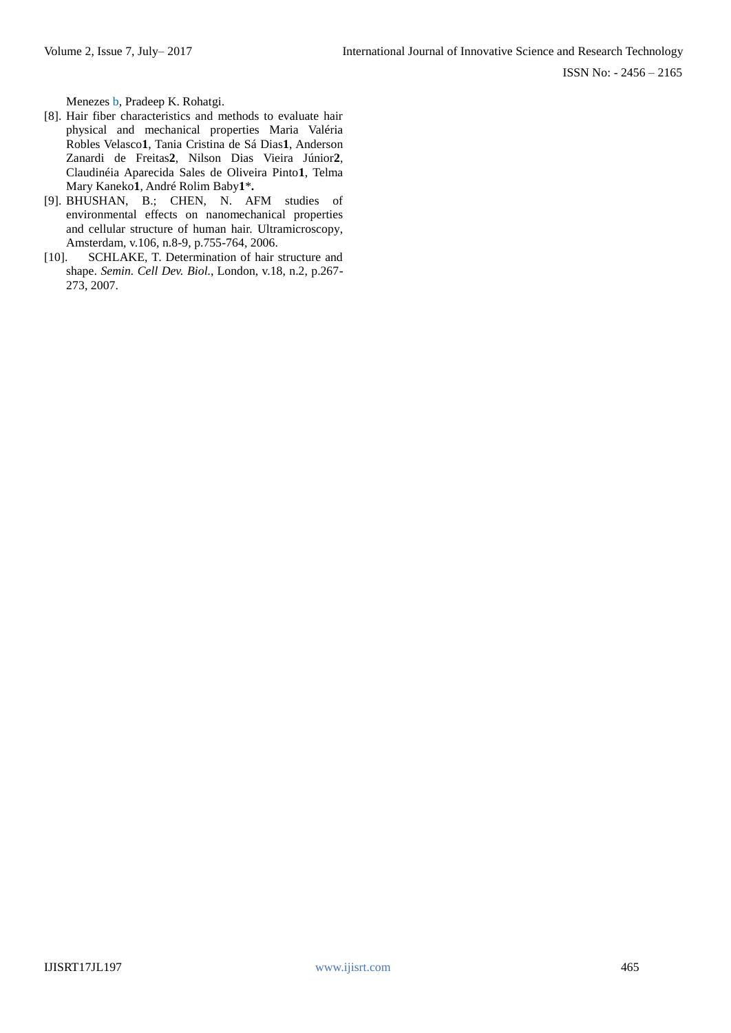Menezes b, Pradeep K. Rohatgi.

[8]. Hair fiber characteristics and methods to evaluate hair physical and mechanical properties Maria Valéria Robles Velasco**1**, Tania Cristina de Sá Dias**1**, Anderson Zanardi de Freitas**2**, Nilson Dias Vieira Júnior**2**, Claudinéia Aparecida Sales de Oliveira Pinto**1**, Telma Mary Kaneko**1**, André Rolim Baby**1***.

[9]. BHUSHAN, B.; CHEN, N. AFM studies of environmental effects on nanomechanical properties and cellular structure of human hair. Ultramicroscopy, Amsterdam, v.106, n.8-9, p.755-764, 2006.

[10]. SCHLAKE, T. Determination of hair structure and shape. *Semin. Cell Dev. Biol.*, London, v.18, n.2, p.267-273, 2007.